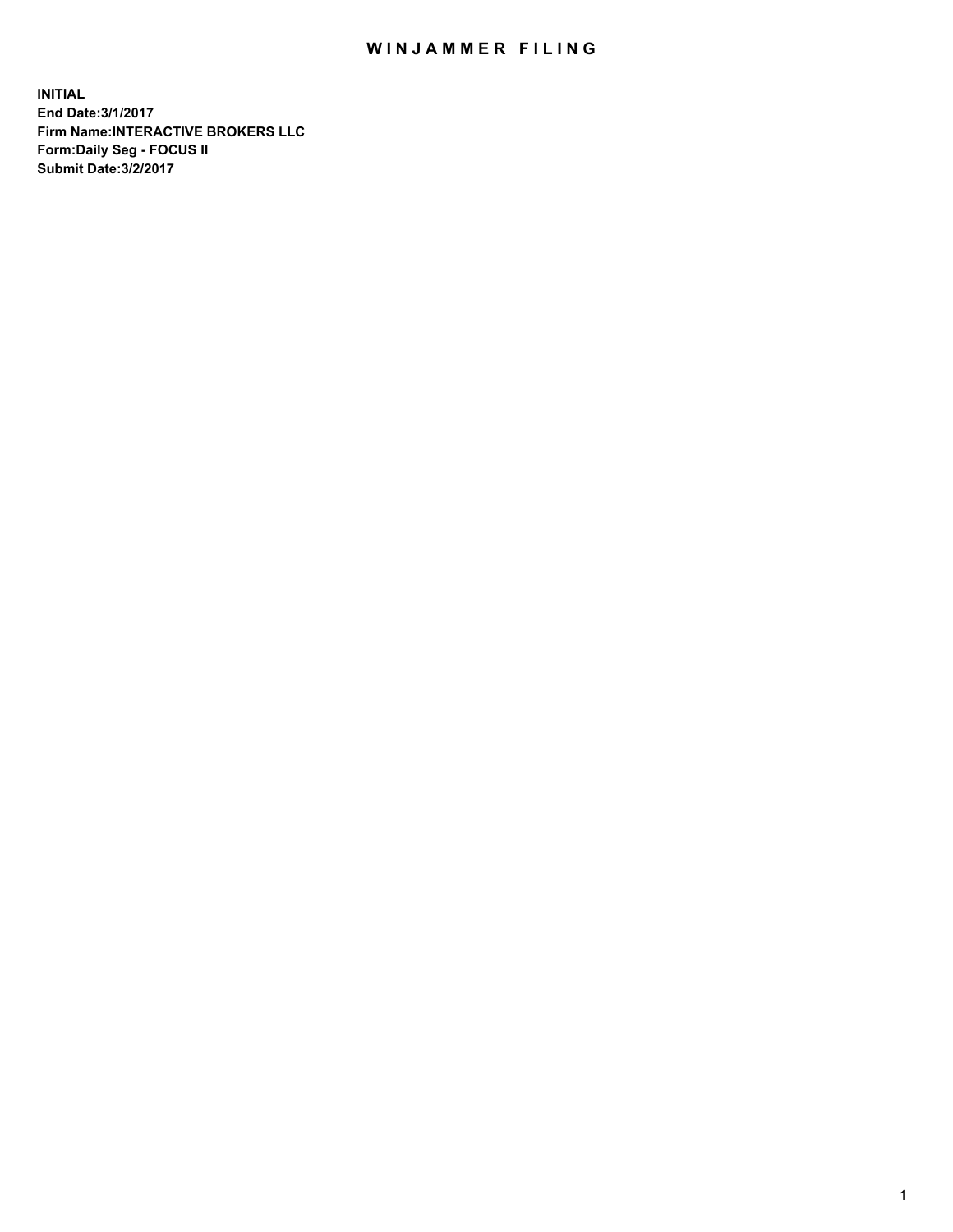# WINJAMMER FILING

**INITIAL**
**End Date:3/1/2017**
**Firm Name:INTERACTIVE BROKERS LLC**
**Form:Daily Seg - FOCUS II**
**Submit Date:3/2/2017**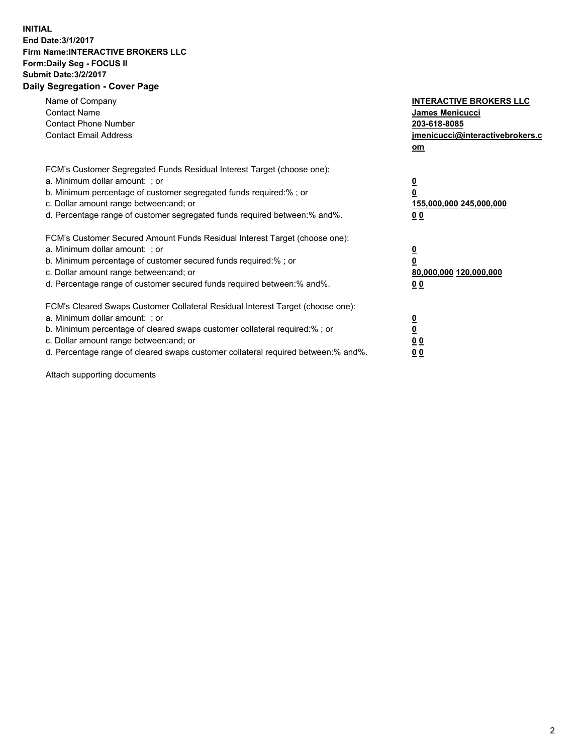**INITIAL**
**End Date:3/1/2017**
**Firm Name:INTERACTIVE BROKERS LLC**
**Form:Daily Seg - FOCUS II**
**Submit Date:3/2/2017**

## Daily Segregation - Cover Page

| | |
|---|---|
| Name of Company | **INTERACTIVE BROKERS LLC** |
| Contact Name | **James Menicucci** |
| Contact Phone Number | **203-618-8085** |
| Contact Email Address | **jmenicucci@interactivebrokers.com** |

FCM's Customer Segregated Funds Residual Interest Target (choose one):

| | |
|---|---|
| a. Minimum dollar amount: ; or | **0** |
| b. Minimum percentage of customer segregated funds required:% ; or | **0** |
| c. Dollar amount range between:and; or | **155,000,000 245,000,000** |
| d. Percentage range of customer segregated funds required between:% and%. | **0 0** |

FCM's Customer Secured Amount Funds Residual Interest Target (choose one):

| | |
|---|---|
| a. Minimum dollar amount: ; or | **0** |
| b. Minimum percentage of customer secured funds required:% ; or | **0** |
| c. Dollar amount range between:and; or | **80,000,000 120,000,000** |
| d. Percentage range of customer secured funds required between:% and%. | **0 0** |

FCM's Cleared Swaps Customer Collateral Residual Interest Target (choose one):

| | |
|---|---|
| a. Minimum dollar amount: ; or | **0** |
| b. Minimum percentage of cleared swaps customer collateral required:% ; or | **0** |
| c. Dollar amount range between:and; or | **0 0** |
| d. Percentage range of cleared swaps customer collateral required between:% and%. | **0 0** |

Attach supporting documents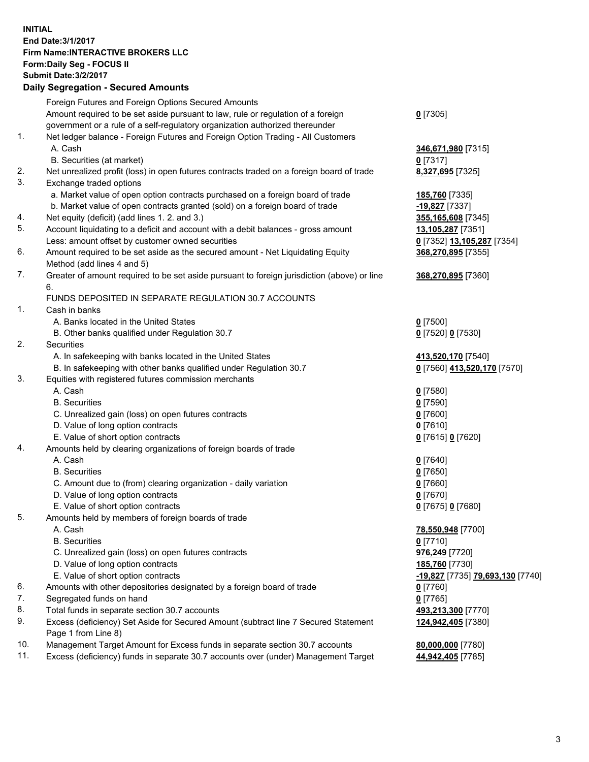**INITIAL**
**End Date:3/1/2017**
**Firm Name:INTERACTIVE BROKERS LLC**
**Form:Daily Seg - FOCUS II**
**Submit Date:3/2/2017**

## Daily Segregation - Secured Amounts

| | | |
|---|---|---|
| | Foreign Futures and Foreign Options Secured Amounts | |
| | Amount required to be set aside pursuant to law, rule or regulation of a foreign government or a rule of a self-regulatory organization authorized thereunder | **0** [7305] |
| 1. | Net ledger balance - Foreign Futures and Foreign Option Trading - All Customers | |
| | A. Cash | **346,671,980** [7315] |
| | B. Securities (at market) | **0** [7317] |
| 2. | Net unrealized profit (loss) in open futures contracts traded on a foreign board of trade | **8,327,695** [7325] |
| 3. | Exchange traded options | |
| | a. Market value of open option contracts purchased on a foreign board of trade | **185,760** [7335] |
| | b. Market value of open contracts granted (sold) on a foreign board of trade | **-19,827** [7337] |
| 4. | Net equity (deficit) (add lines 1. 2. and 3.) | **355,165,608** [7345] |
| 5. | Account liquidating to a deficit and account with a debit balances - gross amount | **13,105,287** [7351] |
| | Less: amount offset by customer owned securities | **0** [7352] **13,105,287** [7354] |
| 6. | Amount required to be set aside as the secured amount - Net Liquidating Equity Method (add lines 4 and 5) | **368,270,895** [7355] |
| 7. | Greater of amount required to be set aside pursuant to foreign jurisdiction (above) or line 6. | **368,270,895** [7360] |
| | FUNDS DEPOSITED IN SEPARATE REGULATION 30.7 ACCOUNTS | |
| 1. | Cash in banks | |
| | A. Banks located in the United States | **0** [7500] |
| | B. Other banks qualified under Regulation 30.7 | **0** [7520] **0** [7530] |
| 2. | Securities | |
| | A. In safekeeping with banks located in the United States | **413,520,170** [7540] |
| | B. In safekeeping with other banks qualified under Regulation 30.7 | **0** [7560] **413,520,170** [7570] |
| 3. | Equities with registered futures commission merchants | |
| | A. Cash | **0** [7580] |
| | B. Securities | **0** [7590] |
| | C. Unrealized gain (loss) on open futures contracts | **0** [7600] |
| | D. Value of long option contracts | **0** [7610] |
| | E. Value of short option contracts | **0** [7615] **0** [7620] |
| 4. | Amounts held by clearing organizations of foreign boards of trade | |
| | A. Cash | **0** [7640] |
| | B. Securities | **0** [7650] |
| | C. Amount due to (from) clearing organization - daily variation | **0** [7660] |
| | D. Value of long option contracts | **0** [7670] |
| | E. Value of short option contracts | **0** [7675] **0** [7680] |
| 5. | Amounts held by members of foreign boards of trade | |
| | A. Cash | **78,550,948** [7700] |
| | B. Securities | **0** [7710] |
| | C. Unrealized gain (loss) on open futures contracts | **976,249** [7720] |
| | D. Value of long option contracts | **185,760** [7730] |
| | E. Value of short option contracts | **-19,827** [7735] **79,693,130** [7740] |
| 6. | Amounts with other depositories designated by a foreign board of trade | **0** [7760] |
| 7. | Segregated funds on hand | **0** [7765] |
| 8. | Total funds in separate section 30.7 accounts | **493,213,300** [7770] |
| 9. | Excess (deficiency) Set Aside for Secured Amount (subtract line 7 Secured Statement Page 1 from Line 8) | **124,942,405** [7380] |
| 10. | Management Target Amount for Excess funds in separate section 30.7 accounts | **80,000,000** [7780] |
| 11. | Excess (deficiency) funds in separate 30.7 accounts over (under) Management Target | **44,942,405** [7785] |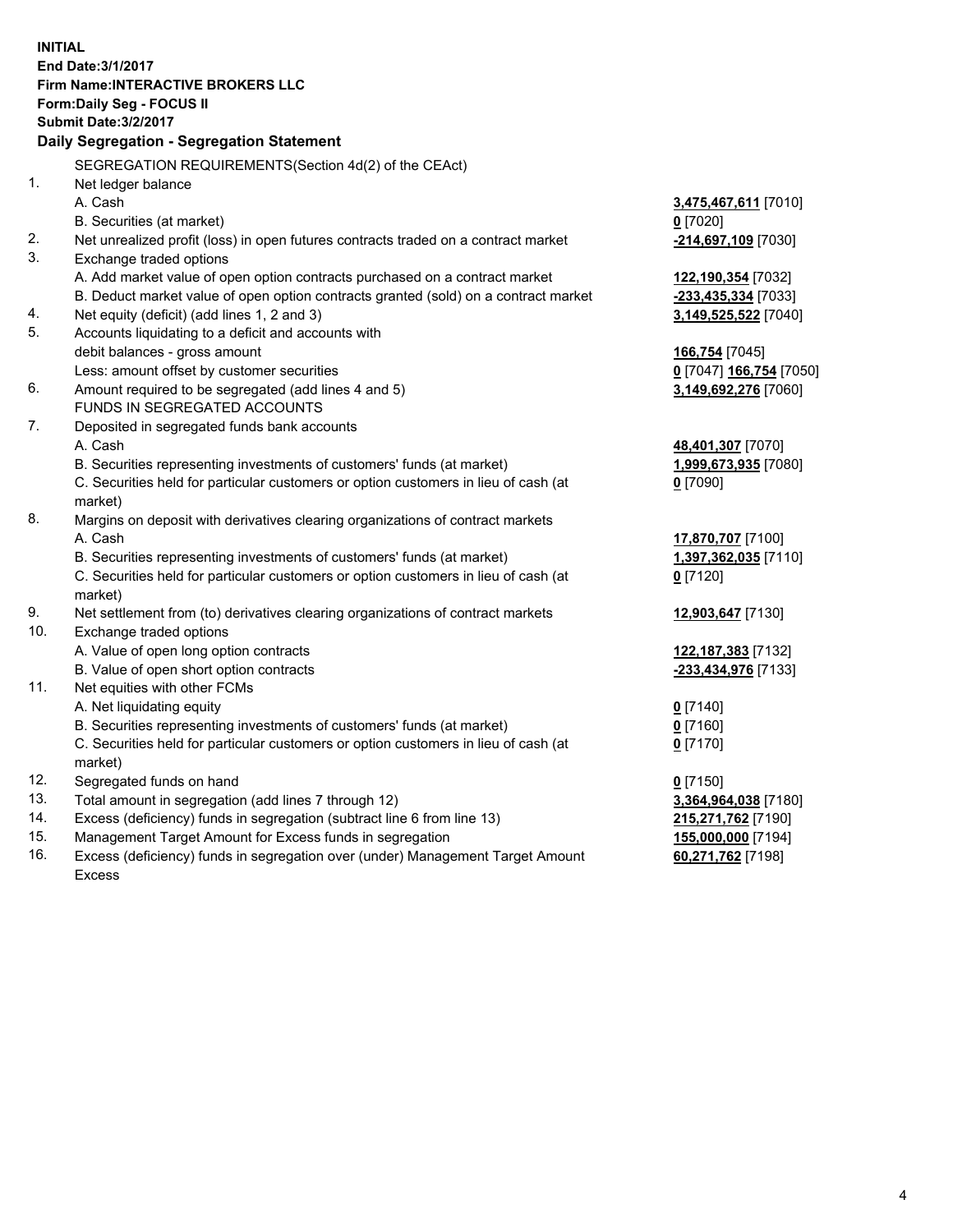**INITIAL**
**End Date:3/1/2017**
**Firm Name:INTERACTIVE BROKERS LLC**
**Form:Daily Seg - FOCUS II**
**Submit Date:3/2/2017**

## Daily Segregation - Segregation Statement

SEGREGATION REQUIREMENTS(Section 4d(2) of the CEAct)

| | | |
|---|---|---|
| 1. | Net ledger balance | |
| | A. Cash | **3,475,467,611** [7010] |
| | B. Securities (at market) | **0** [7020] |
| 2. | Net unrealized profit (loss) in open futures contracts traded on a contract market | **-214,697,109** [7030] |
| 3. | Exchange traded options | |
| | A. Add market value of open option contracts purchased on a contract market | **122,190,354** [7032] |
| | B. Deduct market value of open option contracts granted (sold) on a contract market | **-233,435,334** [7033] |
| 4. | Net equity (deficit) (add lines 1, 2 and 3) | **3,149,525,522** [7040] |
| 5. | Accounts liquidating to a deficit and accounts with | |
| | debit balances - gross amount | **166,754** [7045] |
| | Less: amount offset by customer securities | **0** [7047] **166,754** [7050] |
| 6. | Amount required to be segregated (add lines 4 and 5) | **3,149,692,276** [7060] |
| | FUNDS IN SEGREGATED ACCOUNTS | |
| 7. | Deposited in segregated funds bank accounts | |
| | A. Cash | **48,401,307** [7070] |
| | B. Securities representing investments of customers' funds (at market) | **1,999,673,935** [7080] |
| | C. Securities held for particular customers or option customers in lieu of cash (at market) | **0** [7090] |
| 8. | Margins on deposit with derivatives clearing organizations of contract markets | |
| | A. Cash | **17,870,707** [7100] |
| | B. Securities representing investments of customers' funds (at market) | **1,397,362,035** [7110] |
| | C. Securities held for particular customers or option customers in lieu of cash (at market) | **0** [7120] |
| 9. | Net settlement from (to) derivatives clearing organizations of contract markets | **12,903,647** [7130] |
| 10. | Exchange traded options | |
| | A. Value of open long option contracts | **122,187,383** [7132] |
| | B. Value of open short option contracts | **-233,434,976** [7133] |
| 11. | Net equities with other FCMs | |
| | A. Net liquidating equity | **0** [7140] |
| | B. Securities representing investments of customers' funds (at market) | **0** [7160] |
| | C. Securities held for particular customers or option customers in lieu of cash (at market) | **0** [7170] |
| 12. | Segregated funds on hand | **0** [7150] |
| 13. | Total amount in segregation (add lines 7 through 12) | **3,364,964,038** [7180] |
| 14. | Excess (deficiency) funds in segregation (subtract line 6 from line 13) | **215,271,762** [7190] |
| 15. | Management Target Amount for Excess funds in segregation | **155,000,000** [7194] |
| 16. | Excess (deficiency) funds in segregation over (under) Management Target Amount Excess | **60,271,762** [7198] |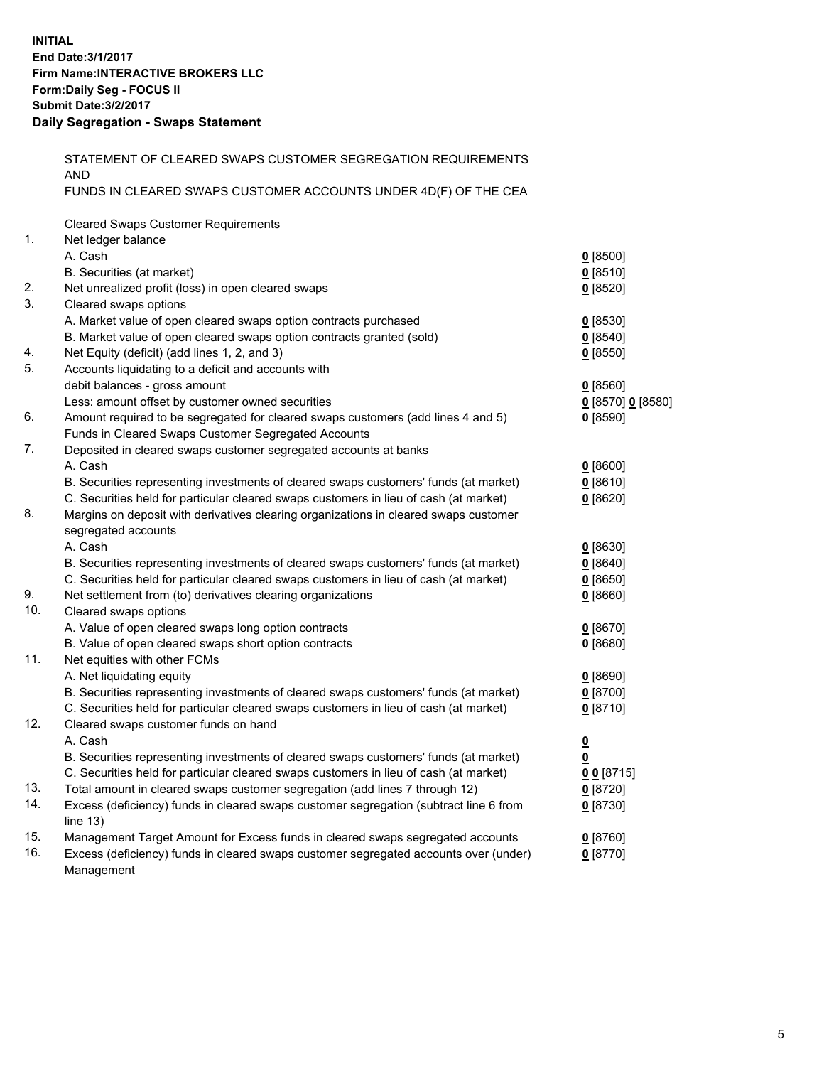**INITIAL**
**End Date:3/1/2017**
**Firm Name:INTERACTIVE BROKERS LLC**
**Form:Daily Seg - FOCUS II**
**Submit Date:3/2/2017**
**Daily Segregation - Swaps Statement**

STATEMENT OF CLEARED SWAPS CUSTOMER SEGREGATION REQUIREMENTS AND FUNDS IN CLEARED SWAPS CUSTOMER ACCOUNTS UNDER 4D(F) OF THE CEA

| | | |
|---|---|---|
| | Cleared Swaps Customer Requirements | |
| 1. | Net ledger balance | |
| | A. Cash | 0 [8500] |
| | B. Securities (at market) | 0 [8510] |
| 2. | Net unrealized profit (loss) in open cleared swaps | 0 [8520] |
| 3. | Cleared swaps options | |
| | A. Market value of open cleared swaps option contracts purchased | 0 [8530] |
| | B. Market value of open cleared swaps option contracts granted (sold) | 0 [8540] |
| 4. | Net Equity (deficit) (add lines 1, 2, and 3) | 0 [8550] |
| 5. | Accounts liquidating to a deficit and accounts with | |
| | debit balances - gross amount | 0 [8560] |
| | Less: amount offset by customer owned securities | 0 [8570] 0 [8580] |
| 6. | Amount required to be segregated for cleared swaps customers (add lines 4 and 5) | 0 [8590] |
| | Funds in Cleared Swaps Customer Segregated Accounts | |
| 7. | Deposited in cleared swaps customer segregated accounts at banks | |
| | A. Cash | 0 [8600] |
| | B. Securities representing investments of cleared swaps customers' funds (at market) | 0 [8610] |
| | C. Securities held for particular cleared swaps customers in lieu of cash (at market) | 0 [8620] |
| 8. | Margins on deposit with derivatives clearing organizations in cleared swaps customer segregated accounts | |
| | A. Cash | 0 [8630] |
| | B. Securities representing investments of cleared swaps customers' funds (at market) | 0 [8640] |
| | C. Securities held for particular cleared swaps customers in lieu of cash (at market) | 0 [8650] |
| 9. | Net settlement from (to) derivatives clearing organizations | 0 [8660] |
| 10. | Cleared swaps options | |
| | A. Value of open cleared swaps long option contracts | 0 [8670] |
| | B. Value of open cleared swaps short option contracts | 0 [8680] |
| 11. | Net equities with other FCMs | |
| | A. Net liquidating equity | 0 [8690] |
| | B. Securities representing investments of cleared swaps customers' funds (at market) | 0 [8700] |
| | C. Securities held for particular cleared swaps customers in lieu of cash (at market) | 0 [8710] |
| 12. | Cleared swaps customer funds on hand | |
| | A. Cash | 0 |
| | B. Securities representing investments of cleared swaps customers' funds (at market) | 0 |
| | C. Securities held for particular cleared swaps customers in lieu of cash (at market) | 0 0 [8715] |
| 13. | Total amount in cleared swaps customer segregation (add lines 7 through 12) | 0 [8720] |
| 14. | Excess (deficiency) funds in cleared swaps customer segregation (subtract line 6 from line 13) | 0 [8730] |
| 15. | Management Target Amount for Excess funds in cleared swaps segregated accounts | 0 [8760] |
| 16. | Excess (deficiency) funds in cleared swaps customer segregated accounts over (under) Management | 0 [8770] |